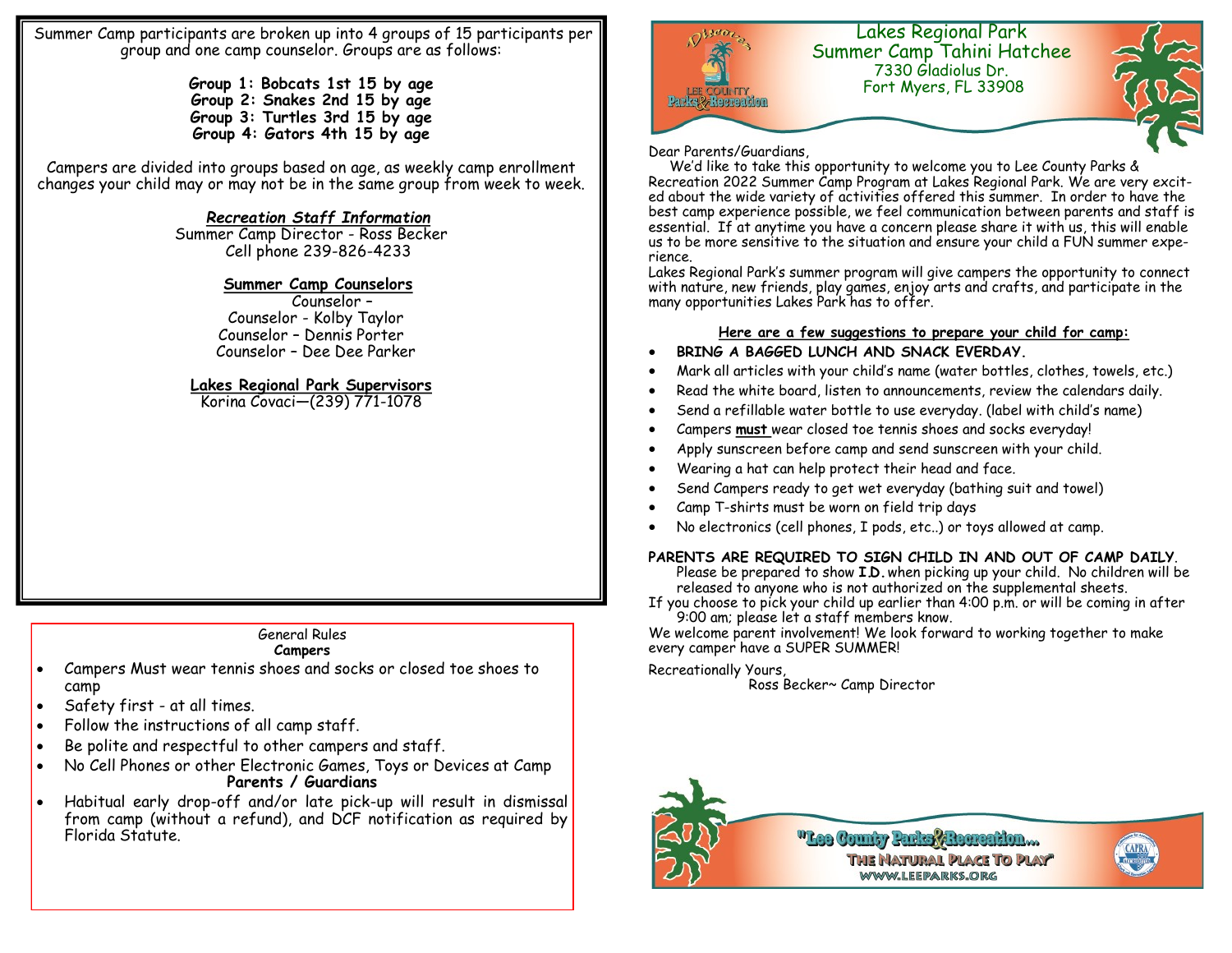Summer Camp participants are broken up into 4 groups of 15 participants per group and one camp counselor. Groups are as follows:

**Group 1: Bobcats 1st 15 by age**
**Group 2: Snakes 2nd 15 by age**
**Group 3: Turtles 3rd 15 by age**
**Group 4: Gators 4th 15 by age**

Campers are divided into groups based on age, as weekly camp enrollment changes your child may or may not be in the same group from week to week.

***Recreation Staff Information***

Summer Camp Director - Ross Becker
Cell phone 239-826-4233

**Summer Camp Counselors**

Counselor –
Counselor - Kolby Taylor
Counselor – Dennis Porter
Counselor – Dee Dee Parker

**Lakes Regional Park Supervisors**

Korina Covaci—(239) 771-1078

General Rules

**Campers**

- Campers Must wear tennis shoes and socks or closed toe shoes to camp
- Safety first - at all times.
- Follow the instructions of all camp staff.
- Be polite and respectful to other campers and staff.
- No Cell Phones or other Electronic Games, Toys or Devices at Camp

**Parents / Guardians**

- Habitual early drop-off and/or late pick-up will result in dismissal from camp (without a refund), and DCF notification as required by Florida Statute.

Discover Lee County Parks & Recreation

# Lakes Regional Park
## Summer Camp Tahini Hatchee
7330 Gladiolus Dr.
Fort Myers, FL 33908

Dear Parents/Guardians,

We'd like to take this opportunity to welcome you to Lee County Parks & Recreation 2022 Summer Camp Program at Lakes Regional Park. We are very excited about the wide variety of activities offered this summer. In order to have the best camp experience possible, we feel communication between parents and staff is essential. If at anytime you have a concern please share it with us, this will enable us to be more sensitive to the situation and ensure your child a FUN summer experience.

Lakes Regional Park's summer program will give campers the opportunity to connect with nature, new friends, play games, enjoy arts and crafts, and participate in the many opportunities Lakes Park has to offer.

**Here are a few suggestions to prepare your child for camp:**

- **BRING A BAGGED LUNCH AND SNACK EVERDAY.**
- Mark all articles with your child's name (water bottles, clothes, towels, etc.)
- Read the white board, listen to announcements, review the calendars daily.
- Send a refillable water bottle to use everyday. (label with child's name)
- Campers **must** wear closed toe tennis shoes and socks everyday!
- Apply sunscreen before camp and send sunscreen with your child.
- Wearing a hat can help protect their head and face.
- Send Campers ready to get wet everyday (bathing suit and towel)
- Camp T-shirts must be worn on field trip days
- No electronics (cell phones, I pods, etc..) or toys allowed at camp.

**PARENTS ARE REQUIRED TO SIGN CHILD IN AND OUT OF CAMP DAILY**.

Please be prepared to show **I.D.** when picking up your child. No children will be released to anyone who is not authorized on the supplemental sheets.

If you choose to pick your child up earlier than 4:00 p.m. or will be coming in after 9:00 am; please let a staff members know.

We welcome parent involvement! We look forward to working together to make every camper have a SUPER SUMMER!

Recreationally Yours,

Ross Becker~ Camp Director

"Lee County Parks & Recreation... The Natural Place To Play"
WWW.LEEPARKS.ORG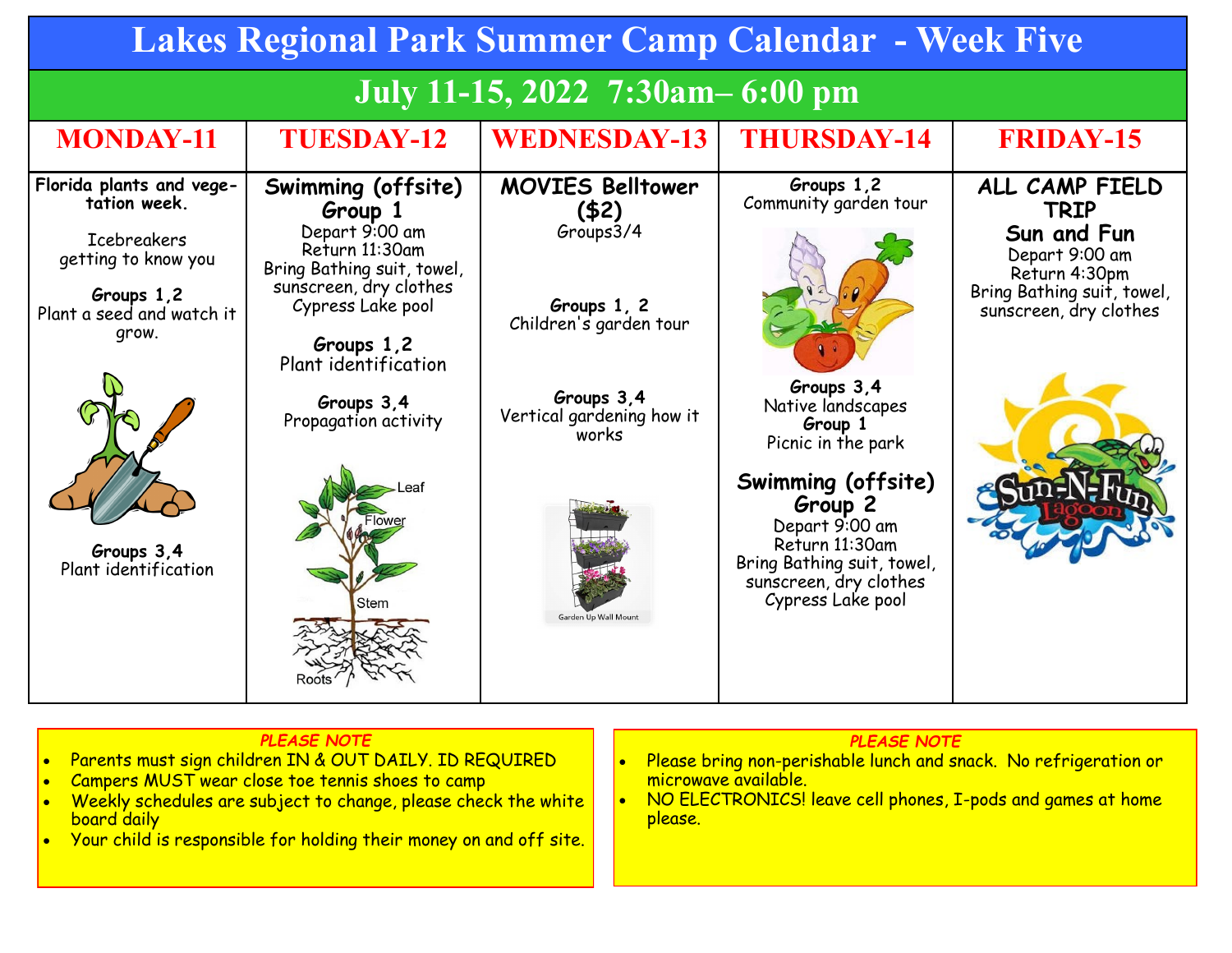# Lakes Regional Park Summer Camp Calendar - Week Five

## July 11-15, 2022 7:30am– 6:00 pm

| MONDAY-11 | TUESDAY-12 | WEDNESDAY-13 | THURSDAY-14 | FRIDAY-15 |
|---|---|---|---|---|
| Florida plants and vegetation week.<br><br>Icebreakers getting to know you<br><br>**Groups 1,2**<br>Plant a seed and watch it grow.<br><br>**Groups 3,4**<br>Plant identification | **Swimming (offsite) Group 1**<br>Depart 9:00 am<br>Return 11:30am<br>Bring Bathing suit, towel, sunscreen, dry clothes<br>Cypress Lake pool<br><br>**Groups 1,2**<br>Plant identification<br><br>**Groups 3,4**<br>Propagation activity<br><br>Leaf<br>Flower<br>Stem<br>Roots | **MOVIES Belltower ($2)**<br>Groups3/4<br><br>**Groups 1, 2**<br>Children's garden tour<br><br>**Groups 3,4**<br>Vertical gardening how it works<br><br>Garden Up Wall Mount | **Groups 1,2**<br>Community garden tour<br><br>**Groups 3,4**<br>Native landscapes<br>**Group 1**<br>Picnic in the park<br><br>**Swimming (offsite) Group 2**<br>Depart 9:00 am<br>Return 11:30am<br>Bring Bathing suit, towel, sunscreen, dry clothes<br>Cypress Lake pool | **ALL CAMP FIELD TRIP**<br>**Sun and Fun**<br>Depart 9:00 am<br>Return 4:30pm<br>Bring Bathing suit, towel, sunscreen, dry clothes<br><br>Sun-N-Fun Lagoon |

*PLEASE NOTE*

- Parents must sign children IN & OUT DAILY. ID REQUIRED
- Campers MUST wear close toe tennis shoes to camp
- Weekly schedules are subject to change, please check the white board daily
- Your child is responsible for holding their money on and off site.

*PLEASE NOTE*

- Please bring non-perishable lunch and snack. No refrigeration or microwave available.
- NO ELECTRONICS! leave cell phones, I-pods and games at home please.